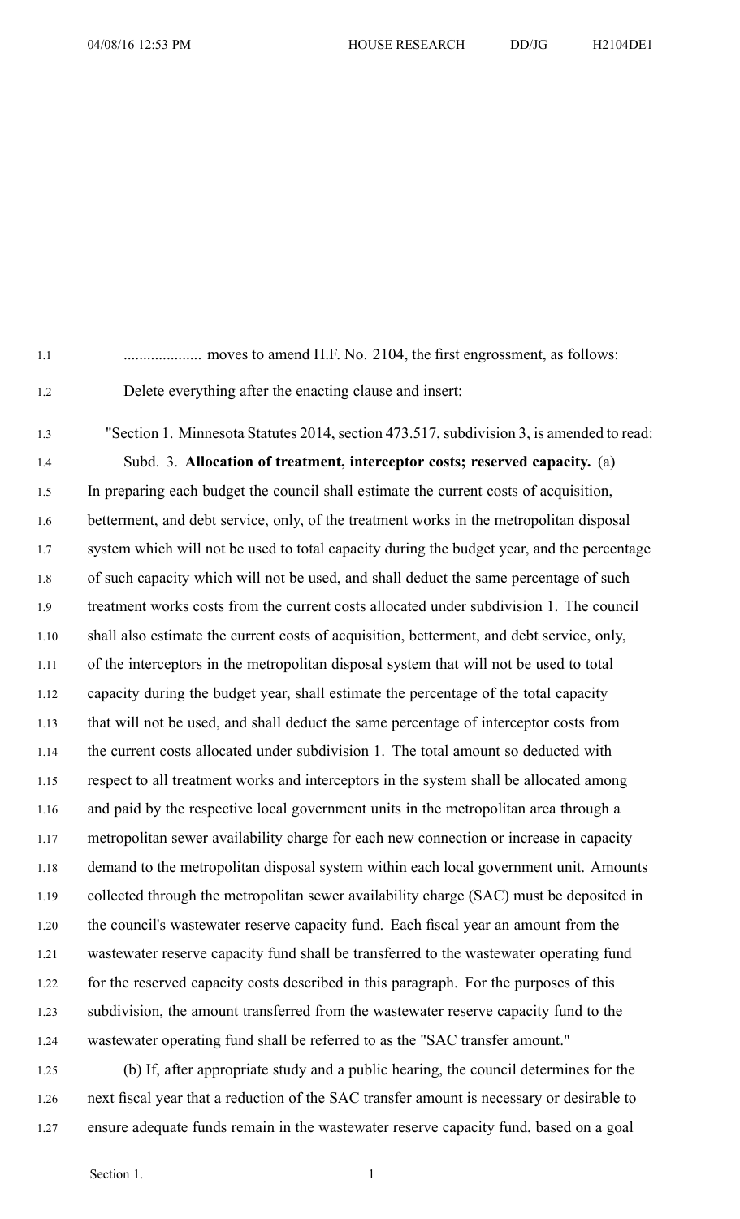.................... moves to amend H.F. No. 2104, the first engrossment, as follows:

Delete everything after the enacting clause and insert:

"Section 1. Minnesota Statutes 2014, section 473.517, subdivision 3, is amended to read:

Subd. 3. **Allocation of treatment, interceptor costs; reserved capacity.** (a) In preparing each budget the council shall estimate the current costs of acquisition, betterment, and debt service, only, of the treatment works in the metropolitan disposal system which will not be used to total capacity during the budget year, and the percentage of such capacity which will not be used, and shall deduct the same percentage of such treatment works costs from the current costs allocated under subdivision 1. The council shall also estimate the current costs of acquisition, betterment, and debt service, only, of the interceptors in the metropolitan disposal system that will not be used to total capacity during the budget year, shall estimate the percentage of the total capacity that will not be used, and shall deduct the same percentage of interceptor costs from the current costs allocated under subdivision 1. The total amount so deducted with respect to all treatment works and interceptors in the system shall be allocated among and paid by the respective local government units in the metropolitan area through a metropolitan sewer availability charge for each new connection or increase in capacity demand to the metropolitan disposal system within each local government unit. Amounts collected through the metropolitan sewer availability charge (SAC) must be deposited in the council's wastewater reserve capacity fund. Each fiscal year an amount from the wastewater reserve capacity fund shall be transferred to the wastewater operating fund for the reserved capacity costs described in this paragraph. For the purposes of this subdivision, the amount transferred from the wastewater reserve capacity fund to the wastewater operating fund shall be referred to as the "SAC transfer amount."

(b) If, after appropriate study and a public hearing, the council determines for the next fiscal year that a reduction of the SAC transfer amount is necessary or desirable to ensure adequate funds remain in the wastewater reserve capacity fund, based on a goal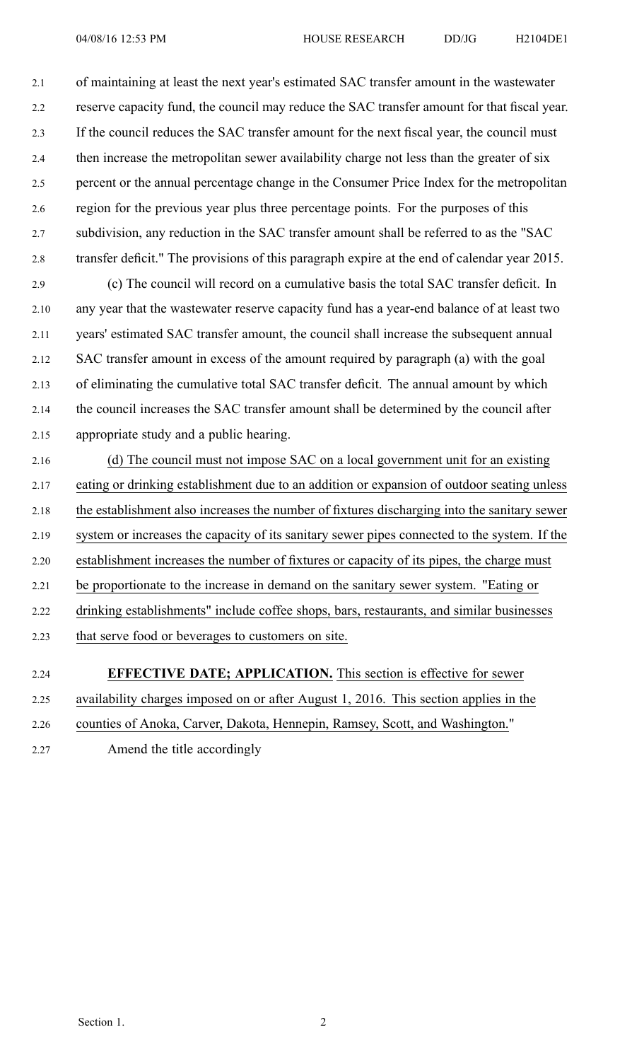of maintaining at least the next year's estimated SAC transfer amount in the wastewater reserve capacity fund, the council may reduce the SAC transfer amount for that fiscal year. If the council reduces the SAC transfer amount for the next fiscal year, the council must then increase the metropolitan sewer availability charge not less than the greater of six percent or the annual percentage change in the Consumer Price Index for the metropolitan region for the previous year plus three percentage points. For the purposes of this subdivision, any reduction in the SAC transfer amount shall be referred to as the "SAC transfer deficit." The provisions of this paragraph expire at the end of calendar year 2015.

(c) The council will record on a cumulative basis the total SAC transfer deficit. In any year that the wastewater reserve capacity fund has a year-end balance of at least two years' estimated SAC transfer amount, the council shall increase the subsequent annual SAC transfer amount in excess of the amount required by paragraph (a) with the goal of eliminating the cumulative total SAC transfer deficit. The annual amount by which the council increases the SAC transfer amount shall be determined by the council after appropriate study and a public hearing.

(d) The council must not impose SAC on a local government unit for an existing eating or drinking establishment due to an addition or expansion of outdoor seating unless the establishment also increases the number of fixtures discharging into the sanitary sewer system or increases the capacity of its sanitary sewer pipes connected to the system. If the establishment increases the number of fixtures or capacity of its pipes, the charge must be proportionate to the increase in demand on the sanitary sewer system. "Eating or drinking establishments" include coffee shops, bars, restaurants, and similar businesses that serve food or beverages to customers on site.

**EFFECTIVE DATE; APPLICATION.** This section is effective for sewer availability charges imposed on or after August 1, 2016. This section applies in the counties of Anoka, Carver, Dakota, Hennepin, Ramsey, Scott, and Washington."

Amend the title accordingly